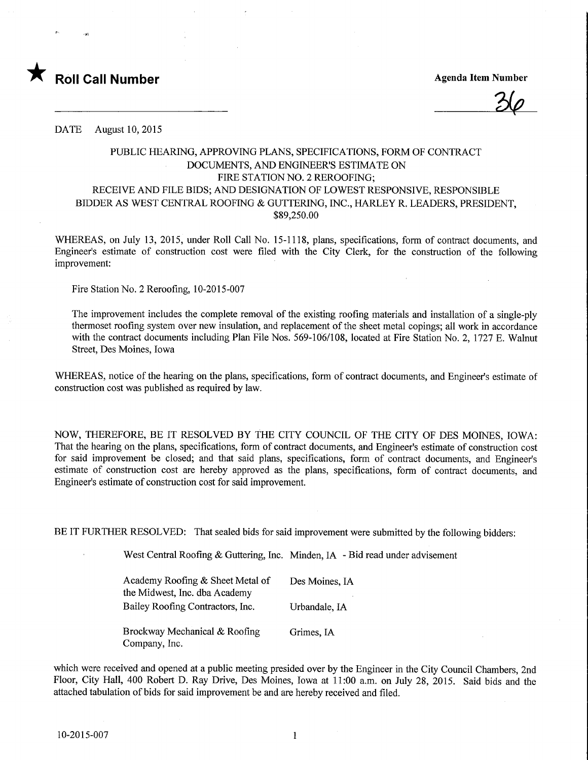★ **Roll Call Number**

**Agenda Item Number**

36

DATE August 10, 2015

PUBLIC HEARING, APPROVING PLANS, SPECIFICATIONS, FORM OF CONTRACT DOCUMENTS, AND ENGINEER'S ESTIMATE ON FIRE STATION NO. 2 REROOFING; RECEIVE AND FILE BIDS; AND DESIGNATION OF LOWEST RESPONSIVE, RESPONSIBLE BIDDER AS WEST CENTRAL ROOFING & GUTTERING, INC., HARLEY R. LEADERS, PRESIDENT, $89,250.00

WHEREAS, on July 13, 2015, under Roll Call No. 15-1118, plans, specifications, form of contract documents, and Engineer's estimate of construction cost were filed with the City Clerk, for the construction of the following improvement:

Fire Station No. 2 Reroofing, 10-2015-007

The improvement includes the complete removal of the existing roofing materials and installation of a single-ply thermoset roofing system over new insulation, and replacement of the sheet metal copings; all work in accordance with the contract documents including Plan File Nos. 569-106/108, located at Fire Station No. 2, 1727 E. Walnut Street, Des Moines, Iowa

WHEREAS, notice of the hearing on the plans, specifications, form of contract documents, and Engineer's estimate of construction cost was published as required by law.

NOW, THEREFORE, BE IT RESOLVED BY THE CITY COUNCIL OF THE CITY OF DES MOINES, IOWA: That the hearing on the plans, specifications, form of contract documents, and Engineer's estimate of construction cost for said improvement be closed; and that said plans, specifications, form of contract documents, and Engineer's estimate of construction cost are hereby approved as the plans, specifications, form of contract documents, and Engineer's estimate of construction cost for said improvement.

BE IT FURTHER RESOLVED: That sealed bids for said improvement were submitted by the following bidders:

| | |
|---|---|
| West Central Roofing & Guttering, Inc. | Minden, IA - Bid read under advisement |
| Academy Roofing & Sheet Metal of the Midwest, Inc. dba Academy | Des Moines, IA |
| Bailey Roofing Contractors, Inc. | Urbandale, IA |
| Brockway Mechanical & Roofing Company, Inc. | Grimes, IA |

which were received and opened at a public meeting presided over by the Engineer in the City Council Chambers, 2nd Floor, City Hall, 400 Robert D. Ray Drive, Des Moines, Iowa at 11:00 a.m. on July 28, 2015. Said bids and the attached tabulation of bids for said improvement be and are hereby received and filed.

10-2015-007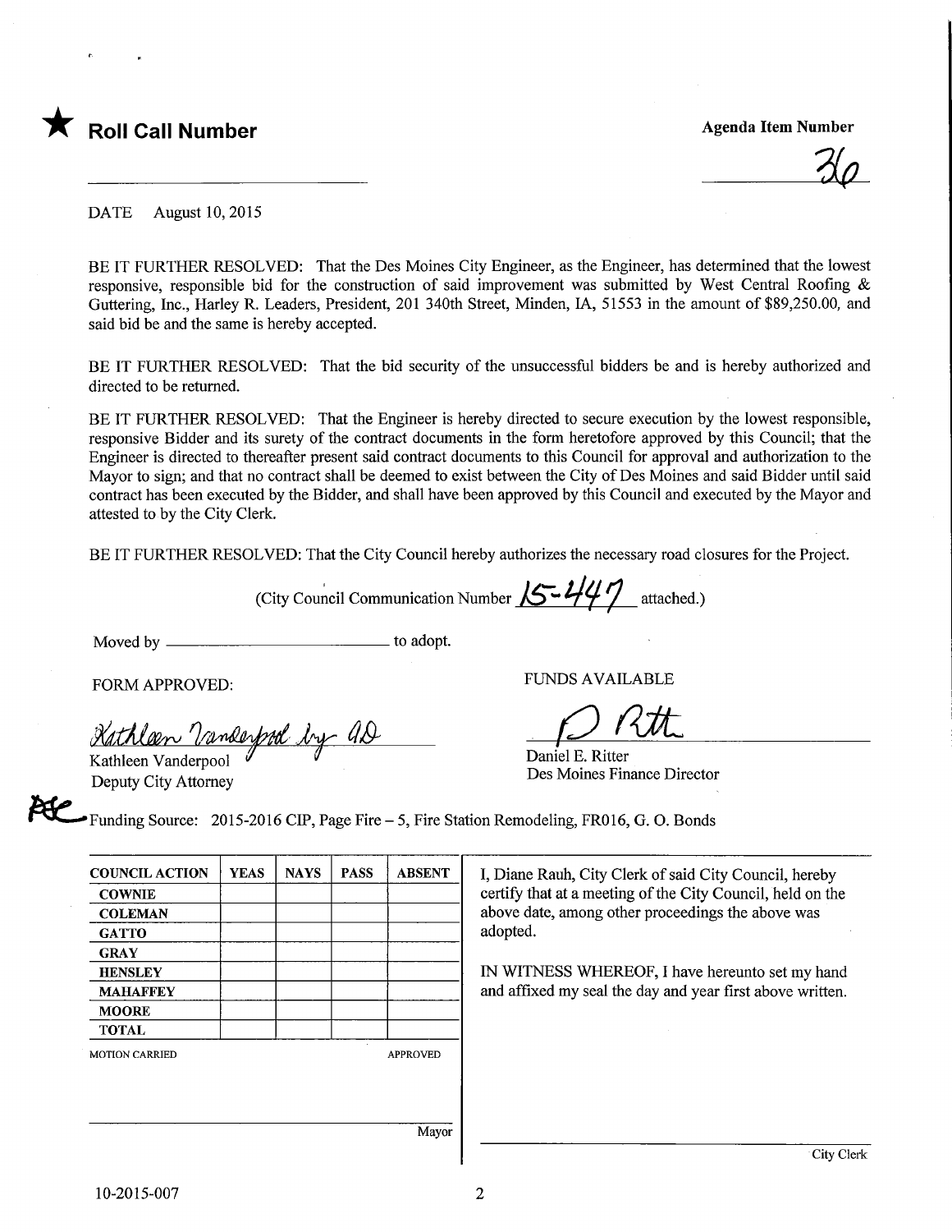★ **Roll Call Number**

**Agenda Item Number**

36

DATE August 10, 2015

BE IT FURTHER RESOLVED: That the Des Moines City Engineer, as the Engineer, has determined that the lowest responsive, responsible bid for the construction of said improvement was submitted by West Central Roofing & Guttering, Inc., Harley R. Leaders, President, 201 340th Street, Minden, IA, 51553 in the amount of $89,250.00, and said bid be and the same is hereby accepted.

BE IT FURTHER RESOLVED: That the bid security of the unsuccessful bidders be and is hereby authorized and directed to be returned.

BE IT FURTHER RESOLVED: That the Engineer is hereby directed to secure execution by the lowest responsible, responsive Bidder and its surety of the contract documents in the form heretofore approved by this Council; that the Engineer is directed to thereafter present said contract documents to this Council for approval and authorization to the Mayor to sign; and that no contract shall be deemed to exist between the City of Des Moines and said Bidder until said contract has been executed by the Bidder, and shall have been approved by this Council and executed by the Mayor and attested to by the City Clerk.

BE IT FURTHER RESOLVED: That the City Council hereby authorizes the necessary road closures for the Project.

(City Council Communication Number 15-447 attached.)

Moved by ______________________ to adopt.

FORM APPROVED:

Kathleen Vanderpool by AD

Kathleen Vanderpool
Deputy City Attorney

FUNDS AVAILABLE

D Ritt

Daniel E. Ritter
Des Moines Finance Director

Funding Source: 2015-2016 CIP, Page Fire – 5, Fire Station Remodeling, FR016, G. O. Bonds

| COUNCIL ACTION | YEAS | NAYS | PASS | ABSENT |
|---|---|---|---|---|
| COWNIE | | | | |
| COLEMAN | | | | |
| GATTO | | | | |
| GRAY | | | | |
| HENSLEY | | | | |
| MAHAFFEY | | | | |
| MOORE | | | | |
| TOTAL | | | | |

MOTION CARRIED APPROVED

______________________ Mayor

I, Diane Rauh, City Clerk of said City Council, hereby certify that at a meeting of the City Council, held on the above date, among other proceedings the above was adopted.

IN WITNESS WHEREOF, I have hereunto set my hand and affixed my seal the day and year first above written.

______________________ City Clerk

10-2015-007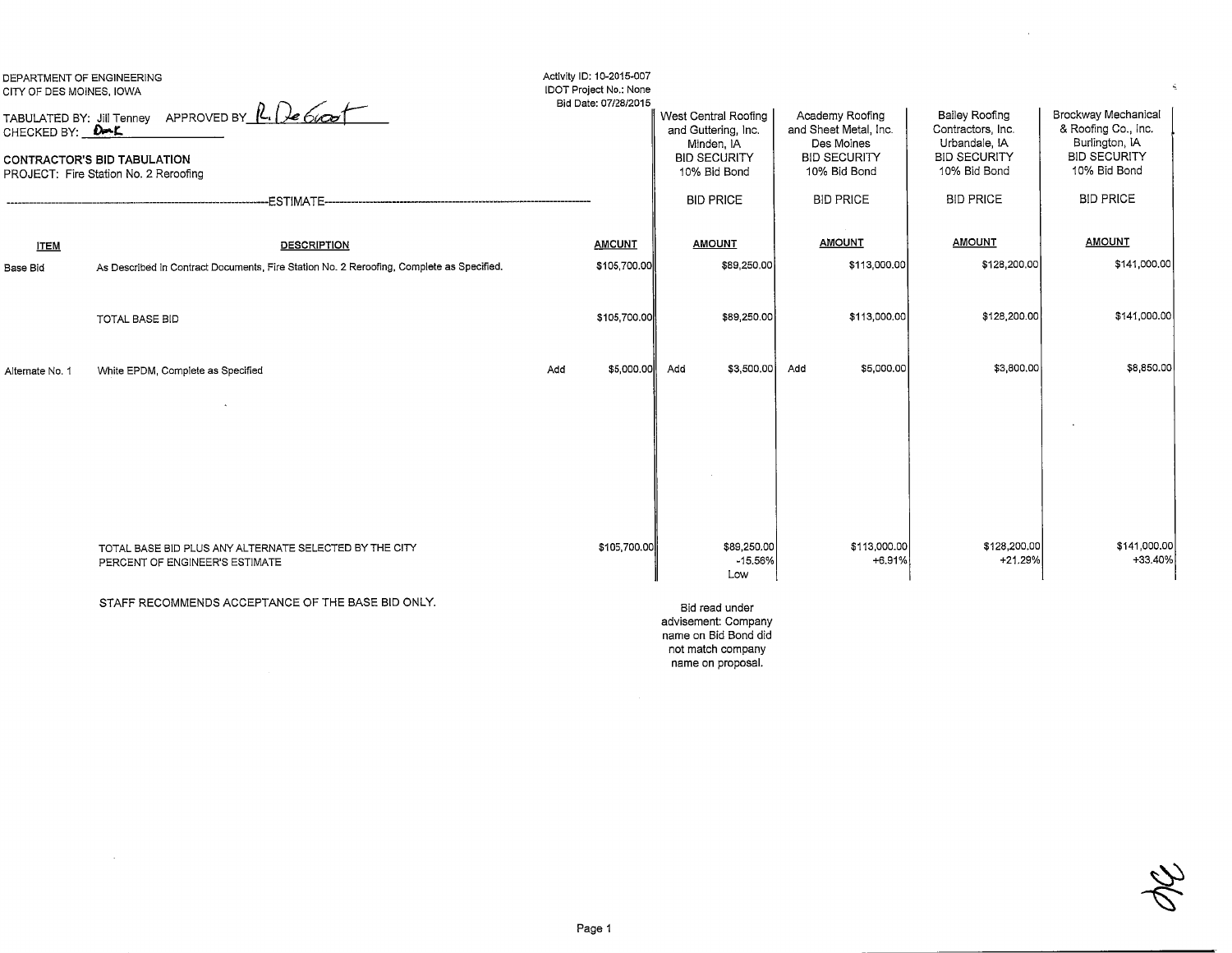DEPARTMENT OF ENGINEERING
CITY OF DES MOINES, IOWA

TABULATED BY: Jill Tenney APPROVED BY R. DeGroot
CHECKED BY: DMK

**CONTRACTOR'S BID TABULATION**
PROJECT: Fire Station No. 2 Reroofing

Activity ID: 10-2015-007
IDOT Project No.: None
Bid Date: 07/28/2015

| ITEM | DESCRIPTION | ESTIMATE AMOUNT | West Central Roofing and Guttering, Inc. Minden, IA BID SECURITY 10% Bid Bond BID PRICE AMOUNT | Academy Roofing and Sheet Metal, Inc. Des Moines BID SECURITY 10% Bid Bond BID PRICE AMOUNT | Bailey Roofing Contractors, Inc. Urbandale, IA BID SECURITY 10% Bid Bond BID PRICE AMOUNT | Brockway Mechanical & Roofing Co., Inc. Burlington, IA BID SECURITY 10% Bid Bond BID PRICE AMOUNT |
|---|---|---|---|---|---|---|
| Base Bid | As Described in Contract Documents, Fire Station No. 2 Reroofing, Complete as Specified. | $105,700.00 | $89,250.00 | $113,000.00 | $128,200.00 | $141,000.00 |
| | TOTAL BASE BID | $105,700.00 | $89,250.00 | $113,000.00 | $128,200.00 | $141,000.00 |
| Alternate No. 1 | White EPDM, Complete as Specified | Add $5,000.00 | Add $3,500.00 | Add $5,000.00 | $3,800.00 | $8,850.00 |
| | TOTAL BASE BID PLUS ANY ALTERNATE SELECTED BY THE CITY | $105,700.00 | $89,250.00 | $113,000.00 | $128,200.00 | $141,000.00 |
| | PERCENT OF ENGINEER'S ESTIMATE | | -15.56% Low | +6.91% | +21.29% | +33.40% |

STAFF RECOMMENDS ACCEPTANCE OF THE BASE BID ONLY.

West Central Roofing and Guttering, Inc.: Bid read under advisement: Company name on Bid Bond did not match company name on proposal.